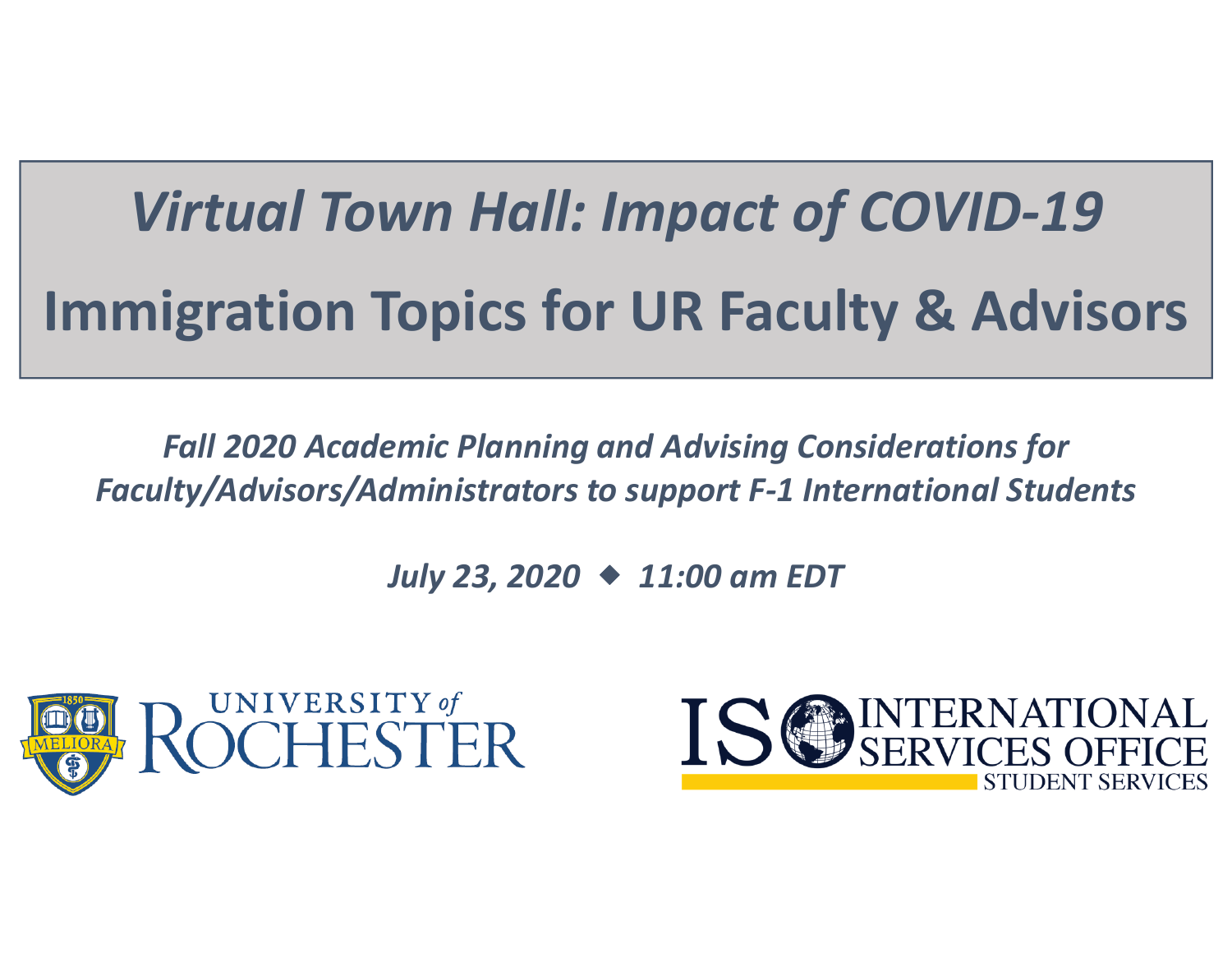# *Virtual Town Hall: Impact of COVID-19*

# Immigration Topics for UR Faculty & Advisors

***Fall 2020 Academic Planning and Advising Considerations for Faculty/Advisors/Administrators to support F-1 International Students***

***July 23, 2020 ◆ 11:00 am EDT***

UNIVERSITY of ROCHESTER

ISO INTERNATIONAL SERVICES OFFICE STUDENT SERVICES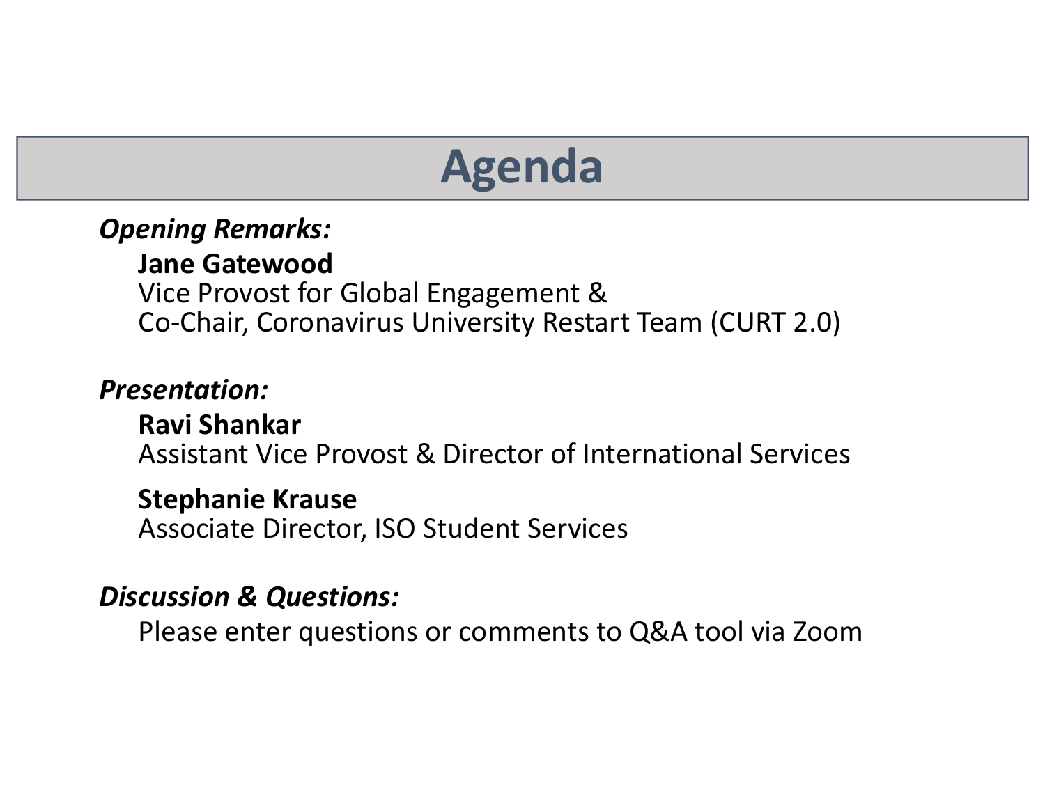# Agenda

*Opening Remarks:*

**Jane Gatewood**
Vice Provost for Global Engagement &
Co-Chair, Coronavirus University Restart Team (CURT 2.0)

*Presentation:*

**Ravi Shankar**
Assistant Vice Provost & Director of International Services

**Stephanie Krause**
Associate Director, ISO Student Services

*Discussion & Questions:*

Please enter questions or comments to Q&A tool via Zoom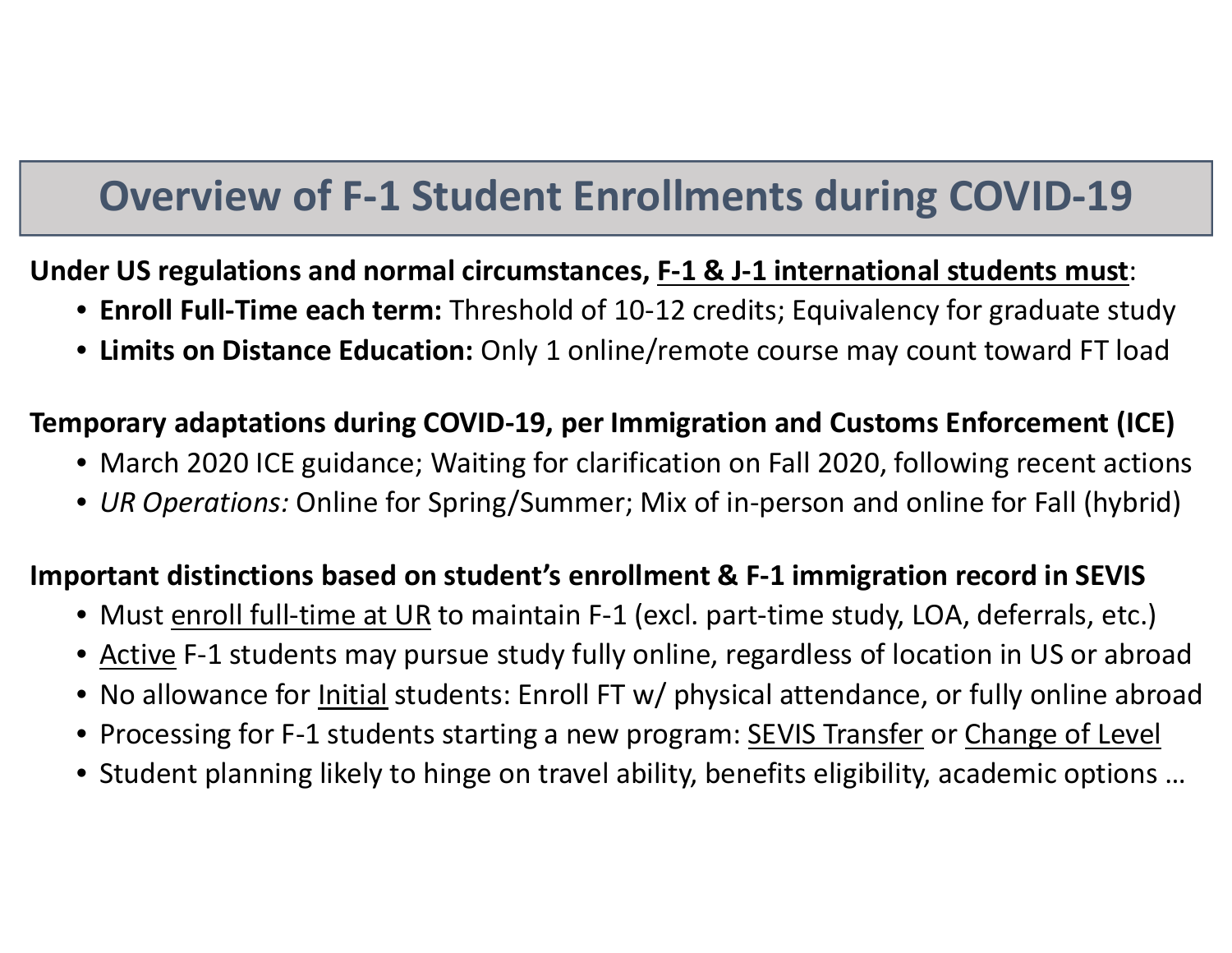# Overview of F-1 Student Enrollments during COVID-19

**Under US regulations and normal circumstances, <u>F-1 & J-1 international students must</u>:**

- **Enroll Full-Time each term:** Threshold of 10-12 credits; Equivalency for graduate study
- **Limits on Distance Education:** Only 1 online/remote course may count toward FT load

**Temporary adaptations during COVID-19, per Immigration and Customs Enforcement (ICE)**

- March 2020 ICE guidance; Waiting for clarification on Fall 2020, following recent actions
- *UR Operations:* Online for Spring/Summer; Mix of in-person and online for Fall (hybrid)

**Important distinctions based on student's enrollment & F-1 immigration record in SEVIS**

- Must <u>enroll full-time at UR</u> to maintain F-1 (excl. part-time study, LOA, deferrals, etc.)
- <u>Active</u> F-1 students may pursue study fully online, regardless of location in US or abroad
- No allowance for <u>Initial</u> students: Enroll FT w/ physical attendance, or fully online abroad
- Processing for F-1 students starting a new program: <u>SEVIS Transfer</u> or <u>Change of Level</u>
- Student planning likely to hinge on travel ability, benefits eligibility, academic options …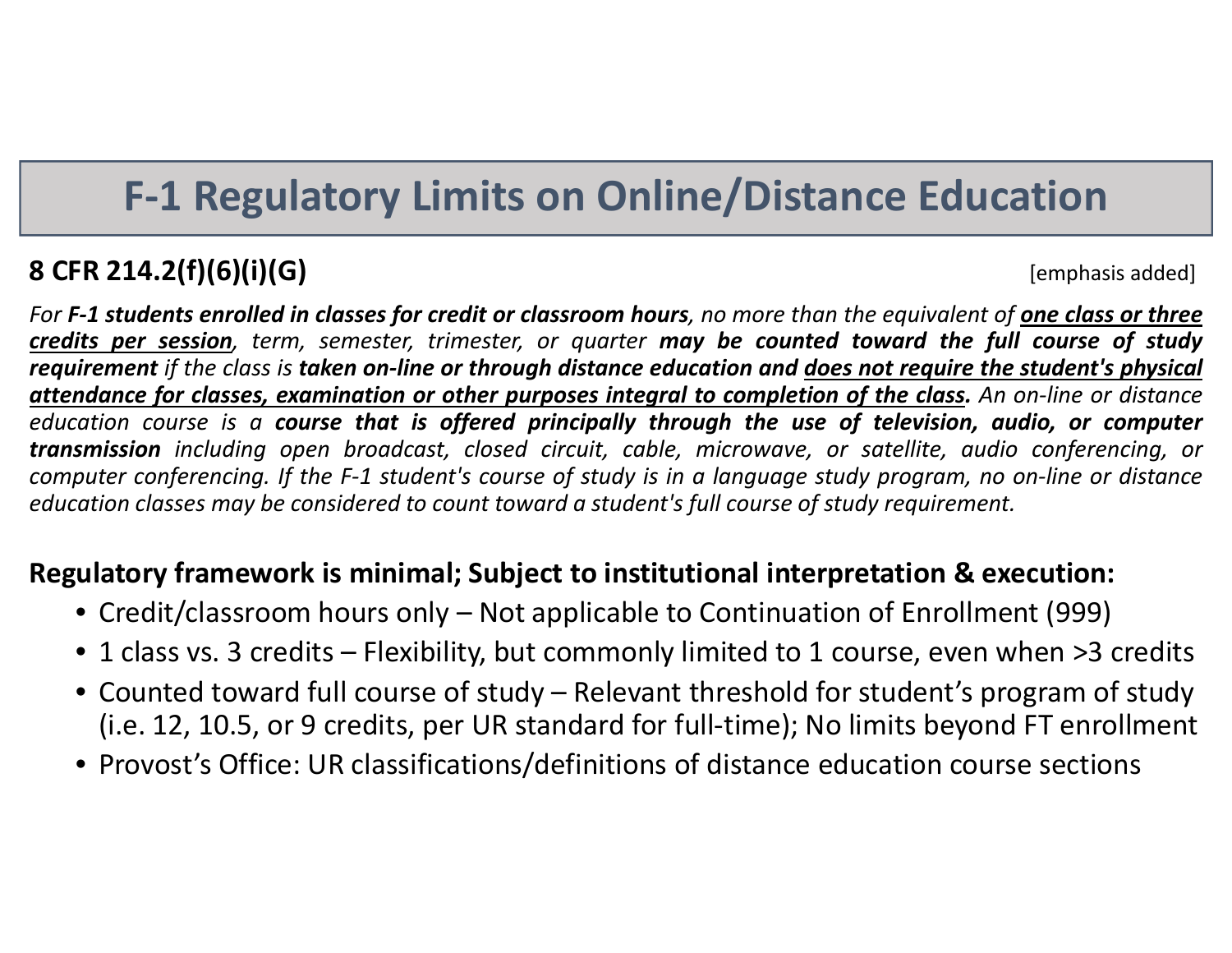# F-1 Regulatory Limits on Online/Distance Education

**8 CFR 214.2(f)(6)(i)(G)** [emphasis added]

*For **F-1 students enrolled in classes for credit or classroom hours**, no more than the equivalent of <u>**one class or three credits per session**</u>, term, semester, trimester, or quarter **may be counted toward the full course of study requirement** if the class is **taken on-line or through distance education and <u>does not require the student's physical attendance for classes, examination or other purposes integral to completion of the class</u>.** An on-line or distance education course is a **course that is offered principally through the use of television, audio, or computer transmission** including open broadcast, closed circuit, cable, microwave, or satellite, audio conferencing, or computer conferencing. If the F-1 student's course of study is in a language study program, no on-line or distance education classes may be considered to count toward a student's full course of study requirement.*

**Regulatory framework is minimal; Subject to institutional interpretation & execution:**

- Credit/classroom hours only – Not applicable to Continuation of Enrollment (999)
- 1 class vs. 3 credits – Flexibility, but commonly limited to 1 course, even when >3 credits
- Counted toward full course of study – Relevant threshold for student's program of study (i.e. 12, 10.5, or 9 credits, per UR standard for full-time); No limits beyond FT enrollment
- Provost's Office: UR classifications/definitions of distance education course sections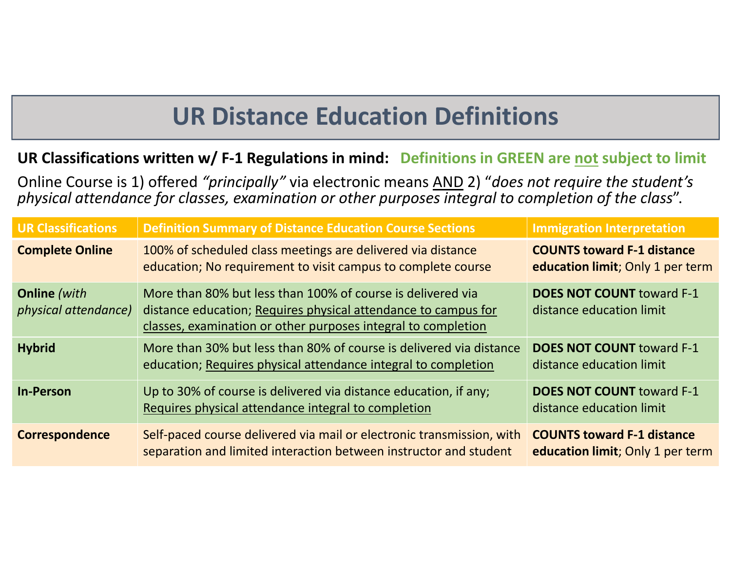# UR Distance Education Definitions

**UR Classifications written w/ F-1 Regulations in mind:** **Definitions in GREEN are not subject to limit**

Online Course is 1) offered *"principally"* via electronic means AND 2) "*does not require the student's physical attendance for classes, examination or other purposes integral to completion of the class*".

| UR Classifications | Definition Summary of Distance Education Course Sections | Immigration Interpretation |
|---|---|---|
| **Complete Online** | 100% of scheduled class meetings are delivered via distance education; No requirement to visit campus to complete course | **COUNTS toward F-1 distance education limit**; Only 1 per term |
| **Online** *(with physical attendance)* | More than 80% but less than 100% of course is delivered via distance education; Requires physical attendance to campus for classes, examination or other purposes integral to completion | **DOES NOT COUNT** toward F-1 distance education limit |
| **Hybrid** | More than 30% but less than 80% of course is delivered via distance education; Requires physical attendance integral to completion | **DOES NOT COUNT** toward F-1 distance education limit |
| **In-Person** | Up to 30% of course is delivered via distance education, if any; Requires physical attendance integral to completion | **DOES NOT COUNT** toward F-1 distance education limit |
| **Correspondence** | Self-paced course delivered via mail or electronic transmission, with separation and limited interaction between instructor and student | **COUNTS toward F-1 distance education limit**; Only 1 per term |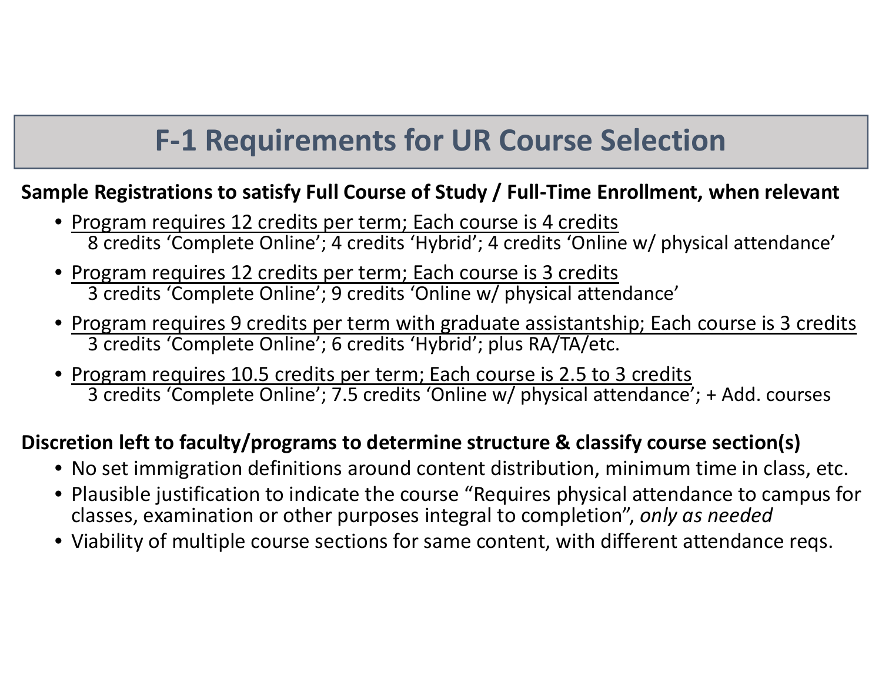# F-1 Requirements for UR Course Selection

**Sample Registrations to satisfy Full Course of Study / Full-Time Enrollment, when relevant**

- <u>Program requires 12 credits per term; Each course is 4 credits</u>
  8 credits 'Complete Online'; 4 credits 'Hybrid'; 4 credits 'Online w/ physical attendance'
- <u>Program requires 12 credits per term; Each course is 3 credits</u>
  3 credits 'Complete Online'; 9 credits 'Online w/ physical attendance'
- <u>Program requires 9 credits per term with graduate assistantship; Each course is 3 credits</u>
  3 credits 'Complete Online'; 6 credits 'Hybrid'; plus RA/TA/etc.
- <u>Program requires 10.5 credits per term; Each course is 2.5 to 3 credits</u>
  3 credits 'Complete Online'; 7.5 credits 'Online w/ physical attendance'; + Add. courses

**Discretion left to faculty/programs to determine structure & classify course section(s)**

- No set immigration definitions around content distribution, minimum time in class, etc.
- Plausible justification to indicate the course "Requires physical attendance to campus for classes, examination or other purposes integral to completion", *only as needed*
- Viability of multiple course sections for same content, with different attendance reqs.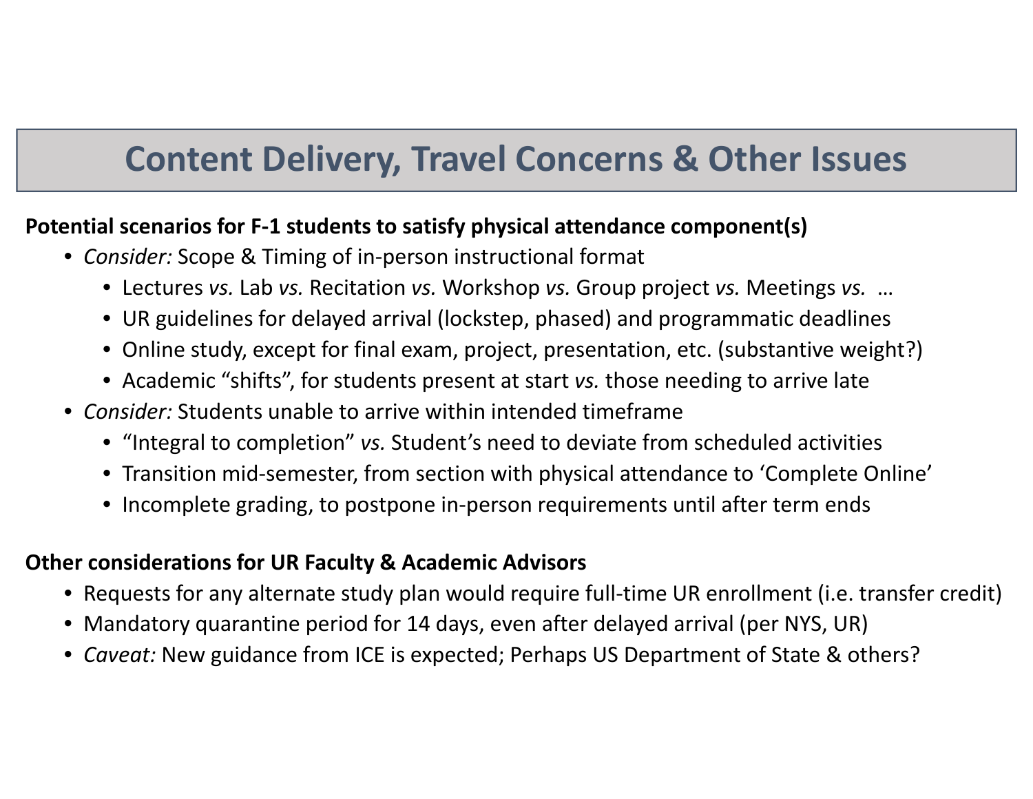# Content Delivery, Travel Concerns & Other Issues

**Potential scenarios for F-1 students to satisfy physical attendance component(s)**

- *Consider:* Scope & Timing of in-person instructional format
  - Lectures *vs.* Lab *vs.* Recitation *vs.* Workshop *vs.* Group project *vs.* Meetings *vs.* …
  - UR guidelines for delayed arrival (lockstep, phased) and programmatic deadlines
  - Online study, except for final exam, project, presentation, etc. (substantive weight?)
  - Academic "shifts", for students present at start *vs.* those needing to arrive late
- *Consider:* Students unable to arrive within intended timeframe
  - "Integral to completion" *vs.* Student's need to deviate from scheduled activities
  - Transition mid-semester, from section with physical attendance to 'Complete Online'
  - Incomplete grading, to postpone in-person requirements until after term ends

**Other considerations for UR Faculty & Academic Advisors**

- Requests for any alternate study plan would require full-time UR enrollment (i.e. transfer credit)
- Mandatory quarantine period for 14 days, even after delayed arrival (per NYS, UR)
- *Caveat:* New guidance from ICE is expected; Perhaps US Department of State & others?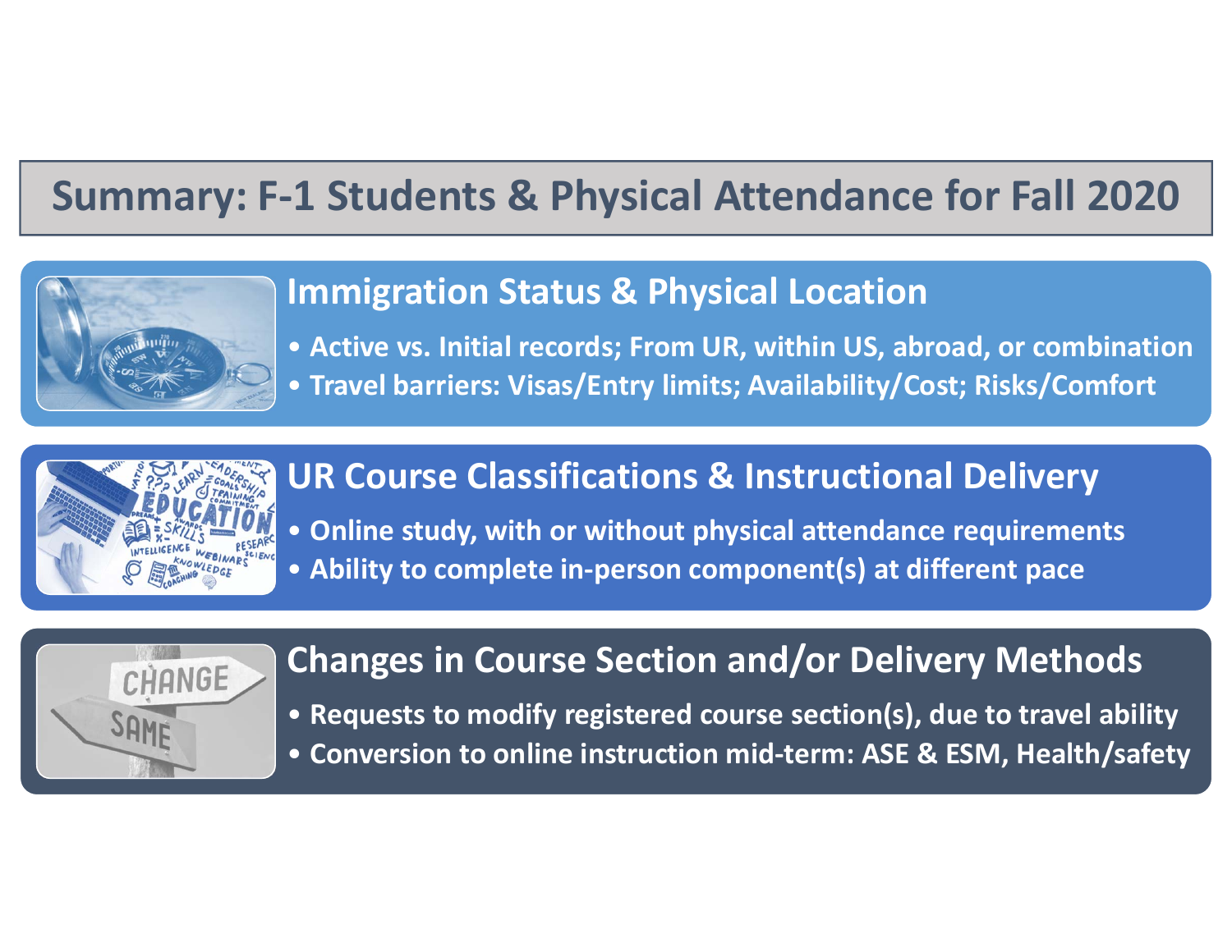# Summary: F-1 Students & Physical Attendance for Fall 2020

## Immigration Status & Physical Location

- Active vs. Initial records; From UR, within US, abroad, or combination
- Travel barriers: Visas/Entry limits; Availability/Cost; Risks/Comfort

## UR Course Classifications & Instructional Delivery

- Online study, with or without physical attendance requirements
- Ability to complete in-person component(s) at different pace

## Changes in Course Section and/or Delivery Methods

- Requests to modify registered course section(s), due to travel ability
- Conversion to online instruction mid-term: ASE & ESM, Health/safety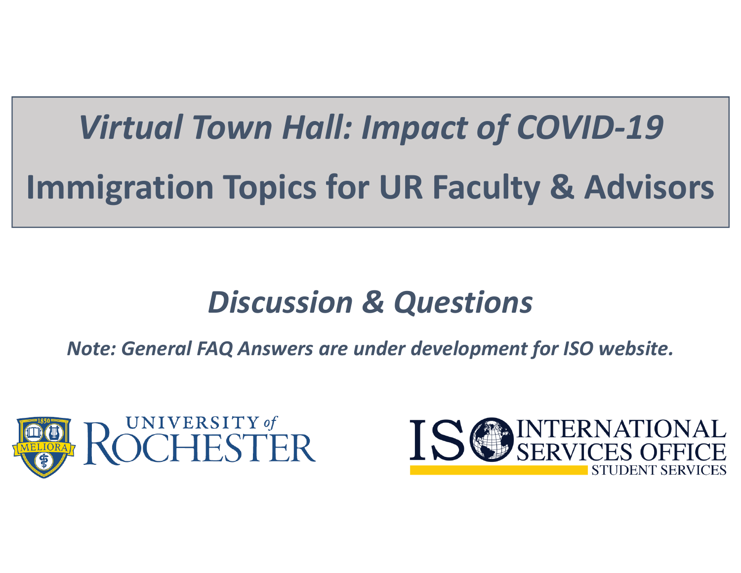# *Virtual Town Hall: Impact of COVID-19*

# Immigration Topics for UR Faculty & Advisors

## *Discussion & Questions*

***Note: General FAQ Answers are under development for ISO website.***

UNIVERSITY *of* ROCHESTER

ISO INTERNATIONAL SERVICES OFFICE STUDENT SERVICES